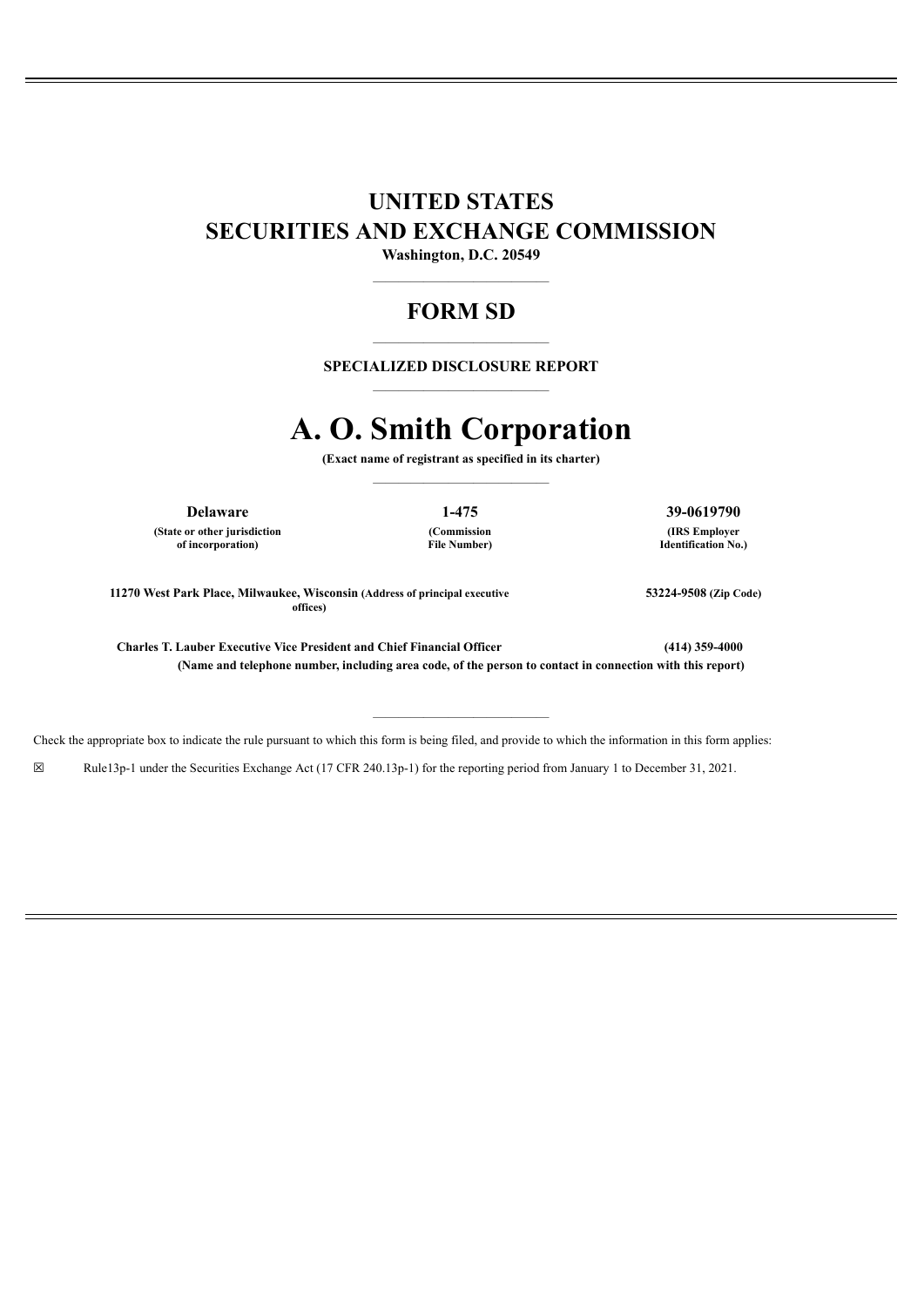# UNITED STATES SECURITIES AND EXCHANGE COMMISSION

**Washington, D.C. 20549**

---

## FORM SD

---

**SPECIALIZED DISCLOSURE REPORT**

---

# A. O. Smith Corporation

**(Exact name of registrant as specified in its charter)**

---

| **Delaware** | **1-475** | **39-0619790** |
|---|---|---|
| **(State or other jurisdiction of incorporation)** | **(Commission File Number)** | **(IRS Employer Identification No.)** |

**11270 West Park Place, Milwaukee, Wisconsin (Address of principal executive offices)** **53224-9508 (Zip Code)**

**Charles T. Lauber Executive Vice President and Chief Financial Officer** **(414) 359-4000**

**(Name and telephone number, including area code, of the person to contact in connection with this report)**

---

Check the appropriate box to indicate the rule pursuant to which this form is being filed, and provide to which the information in this form applies:

☒ Rule13p-1 under the Securities Exchange Act (17 CFR 240.13p-1) for the reporting period from January 1 to December 31, 2021.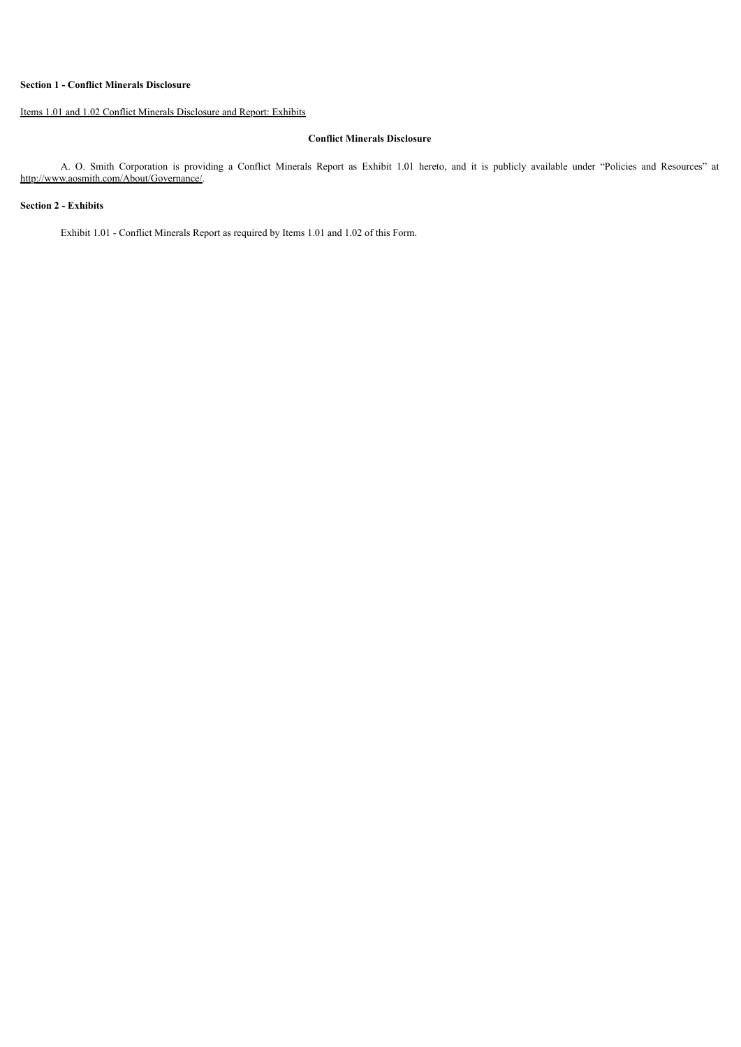**Section 1 - Conflict Minerals Disclosure**

Items 1.01 and 1.02 Conflict Minerals Disclosure and Report: Exhibits

**Conflict Minerals Disclosure**

A. O. Smith Corporation is providing a Conflict Minerals Report as Exhibit 1.01 hereto, and it is publicly available under "Policies and Resources" at http://www.aosmith.com/About/Governance/.

**Section 2 - Exhibits**

Exhibit 1.01 - Conflict Minerals Report as required by Items 1.01 and 1.02 of this Form.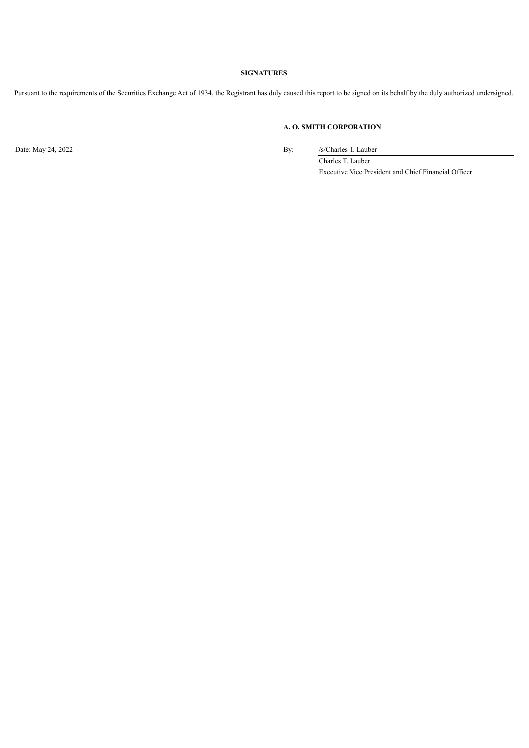**SIGNATURES**

Pursuant to the requirements of the Securities Exchange Act of 1934, the Registrant has duly caused this report to be signed on its behalf by the duly authorized undersigned.

**A. O. SMITH CORPORATION**

Date: May 24, 2022

By: /s/Charles T. Lauber

Charles T. Lauber

Executive Vice President and Chief Financial Officer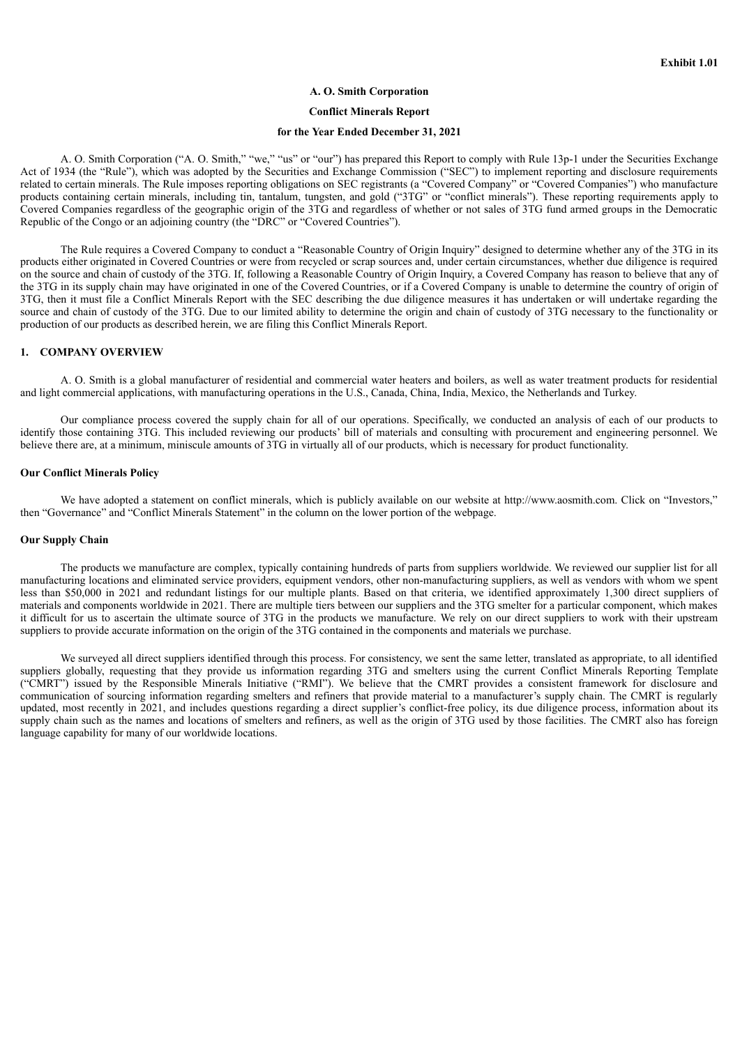**Exhibit 1.01**

**A. O. Smith Corporation**

**Conflict Minerals Report**

**for the Year Ended December 31, 2021**

A. O. Smith Corporation ("A. O. Smith," "we," "us" or "our") has prepared this Report to comply with Rule 13p-1 under the Securities Exchange Act of 1934 (the "Rule"), which was adopted by the Securities and Exchange Commission ("SEC") to implement reporting and disclosure requirements related to certain minerals. The Rule imposes reporting obligations on SEC registrants (a "Covered Company" or "Covered Companies") who manufacture products containing certain minerals, including tin, tantalum, tungsten, and gold ("3TG" or "conflict minerals"). These reporting requirements apply to Covered Companies regardless of the geographic origin of the 3TG and regardless of whether or not sales of 3TG fund armed groups in the Democratic Republic of the Congo or an adjoining country (the "DRC" or "Covered Countries").

The Rule requires a Covered Company to conduct a "Reasonable Country of Origin Inquiry" designed to determine whether any of the 3TG in its products either originated in Covered Countries or were from recycled or scrap sources and, under certain circumstances, whether due diligence is required on the source and chain of custody of the 3TG. If, following a Reasonable Country of Origin Inquiry, a Covered Company has reason to believe that any of the 3TG in its supply chain may have originated in one of the Covered Countries, or if a Covered Company is unable to determine the country of origin of 3TG, then it must file a Conflict Minerals Report with the SEC describing the due diligence measures it has undertaken or will undertake regarding the source and chain of custody of the 3TG. Due to our limited ability to determine the origin and chain of custody of 3TG necessary to the functionality or production of our products as described herein, we are filing this Conflict Minerals Report.

## 1. COMPANY OVERVIEW

A. O. Smith is a global manufacturer of residential and commercial water heaters and boilers, as well as water treatment products for residential and light commercial applications, with manufacturing operations in the U.S., Canada, China, India, Mexico, the Netherlands and Turkey.

Our compliance process covered the supply chain for all of our operations. Specifically, we conducted an analysis of each of our products to identify those containing 3TG. This included reviewing our products' bill of materials and consulting with procurement and engineering personnel. We believe there are, at a minimum, miniscule amounts of 3TG in virtually all of our products, which is necessary for product functionality.

### Our Conflict Minerals Policy

We have adopted a statement on conflict minerals, which is publicly available on our website at http://www.aosmith.com. Click on "Investors," then "Governance" and "Conflict Minerals Statement" in the column on the lower portion of the webpage.

### Our Supply Chain

The products we manufacture are complex, typically containing hundreds of parts from suppliers worldwide. We reviewed our supplier list for all manufacturing locations and eliminated service providers, equipment vendors, other non-manufacturing suppliers, as well as vendors with whom we spent less than $50,000 in 2021 and redundant listings for our multiple plants. Based on that criteria, we identified approximately 1,300 direct suppliers of materials and components worldwide in 2021. There are multiple tiers between our suppliers and the 3TG smelter for a particular component, which makes it difficult for us to ascertain the ultimate source of 3TG in the products we manufacture. We rely on our direct suppliers to work with their upstream suppliers to provide accurate information on the origin of the 3TG contained in the components and materials we purchase.

We surveyed all direct suppliers identified through this process. For consistency, we sent the same letter, translated as appropriate, to all identified suppliers globally, requesting that they provide us information regarding 3TG and smelters using the current Conflict Minerals Reporting Template ("CMRT") issued by the Responsible Minerals Initiative ("RMI"). We believe that the CMRT provides a consistent framework for disclosure and communication of sourcing information regarding smelters and refiners that provide material to a manufacturer's supply chain. The CMRT is regularly updated, most recently in 2021, and includes questions regarding a direct supplier's conflict-free policy, its due diligence process, information about its supply chain such as the names and locations of smelters and refiners, as well as the origin of 3TG used by those facilities. The CMRT also has foreign language capability for many of our worldwide locations.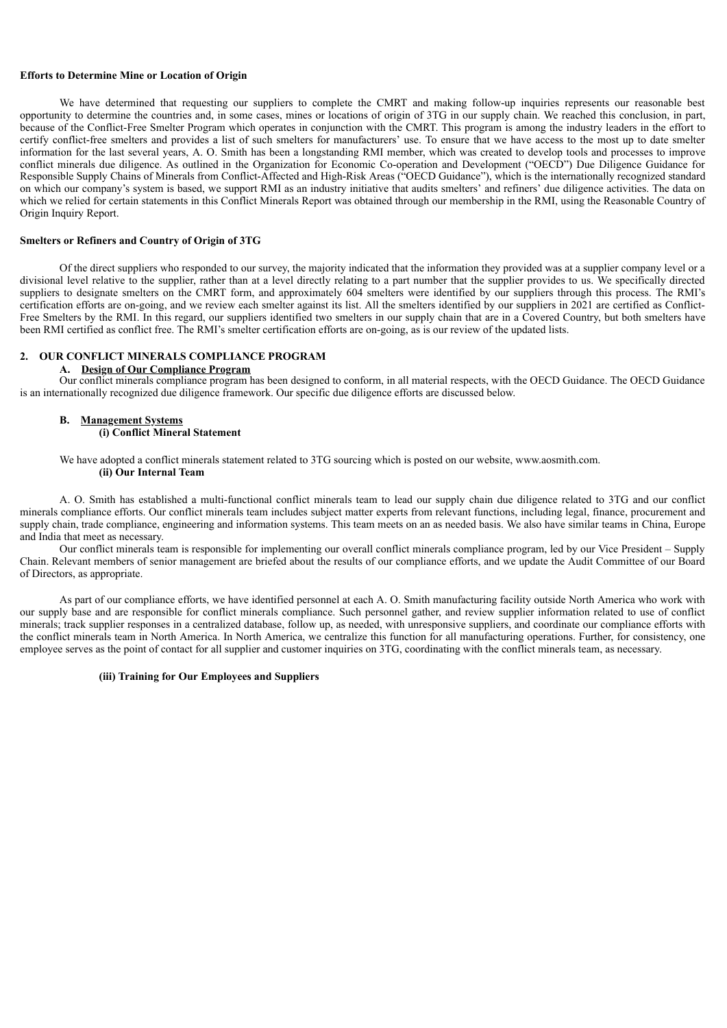**Efforts to Determine Mine or Location of Origin**

We have determined that requesting our suppliers to complete the CMRT and making follow-up inquiries represents our reasonable best opportunity to determine the countries and, in some cases, mines or locations of origin of 3TG in our supply chain. We reached this conclusion, in part, because of the Conflict-Free Smelter Program which operates in conjunction with the CMRT. This program is among the industry leaders in the effort to certify conflict-free smelters and provides a list of such smelters for manufacturers' use. To ensure that we have access to the most up to date smelter information for the last several years, A. O. Smith has been a longstanding RMI member, which was created to develop tools and processes to improve conflict minerals due diligence. As outlined in the Organization for Economic Co-operation and Development ("OECD") Due Diligence Guidance for Responsible Supply Chains of Minerals from Conflict-Affected and High-Risk Areas ("OECD Guidance"), which is the internationally recognized standard on which our company's system is based, we support RMI as an industry initiative that audits smelters' and refiners' due diligence activities. The data on which we relied for certain statements in this Conflict Minerals Report was obtained through our membership in the RMI, using the Reasonable Country of Origin Inquiry Report.

**Smelters or Refiners and Country of Origin of 3TG**

Of the direct suppliers who responded to our survey, the majority indicated that the information they provided was at a supplier company level or a divisional level relative to the supplier, rather than at a level directly relating to a part number that the supplier provides to us. We specifically directed suppliers to designate smelters on the CMRT form, and approximately 604 smelters were identified by our suppliers through this process. The RMI's certification efforts are on-going, and we review each smelter against its list. All the smelters identified by our suppliers in 2021 are certified as Conflict-Free Smelters by the RMI. In this regard, our suppliers identified two smelters in our supply chain that are in a Covered Country, but both smelters have been RMI certified as conflict free. The RMI's smelter certification efforts are on-going, as is our review of the updated lists.

## 2. OUR CONFLICT MINERALS COMPLIANCE PROGRAM

### A. Design of Our Compliance Program

Our conflict minerals compliance program has been designed to conform, in all material respects, with the OECD Guidance. The OECD Guidance is an internationally recognized due diligence framework. Our specific due diligence efforts are discussed below.

### B. Management Systems

#### (i) Conflict Mineral Statement

We have adopted a conflict minerals statement related to 3TG sourcing which is posted on our website, www.aosmith.com.

#### (ii) Our Internal Team

A. O. Smith has established a multi-functional conflict minerals team to lead our supply chain due diligence related to 3TG and our conflict minerals compliance efforts. Our conflict minerals team includes subject matter experts from relevant functions, including legal, finance, procurement and supply chain, trade compliance, engineering and information systems. This team meets on an as needed basis. We also have similar teams in China, Europe and India that meet as necessary.

Our conflict minerals team is responsible for implementing our overall conflict minerals compliance program, led by our Vice President – Supply Chain. Relevant members of senior management are briefed about the results of our compliance efforts, and we update the Audit Committee of our Board of Directors, as appropriate.

As part of our compliance efforts, we have identified personnel at each A. O. Smith manufacturing facility outside North America who work with our supply base and are responsible for conflict minerals compliance. Such personnel gather, and review supplier information related to use of conflict minerals; track supplier responses in a centralized database, follow up, as needed, with unresponsive suppliers, and coordinate our compliance efforts with the conflict minerals team in North America. In North America, we centralize this function for all manufacturing operations. Further, for consistency, one employee serves as the point of contact for all supplier and customer inquiries on 3TG, coordinating with the conflict minerals team, as necessary.

#### (iii) Training for Our Employees and Suppliers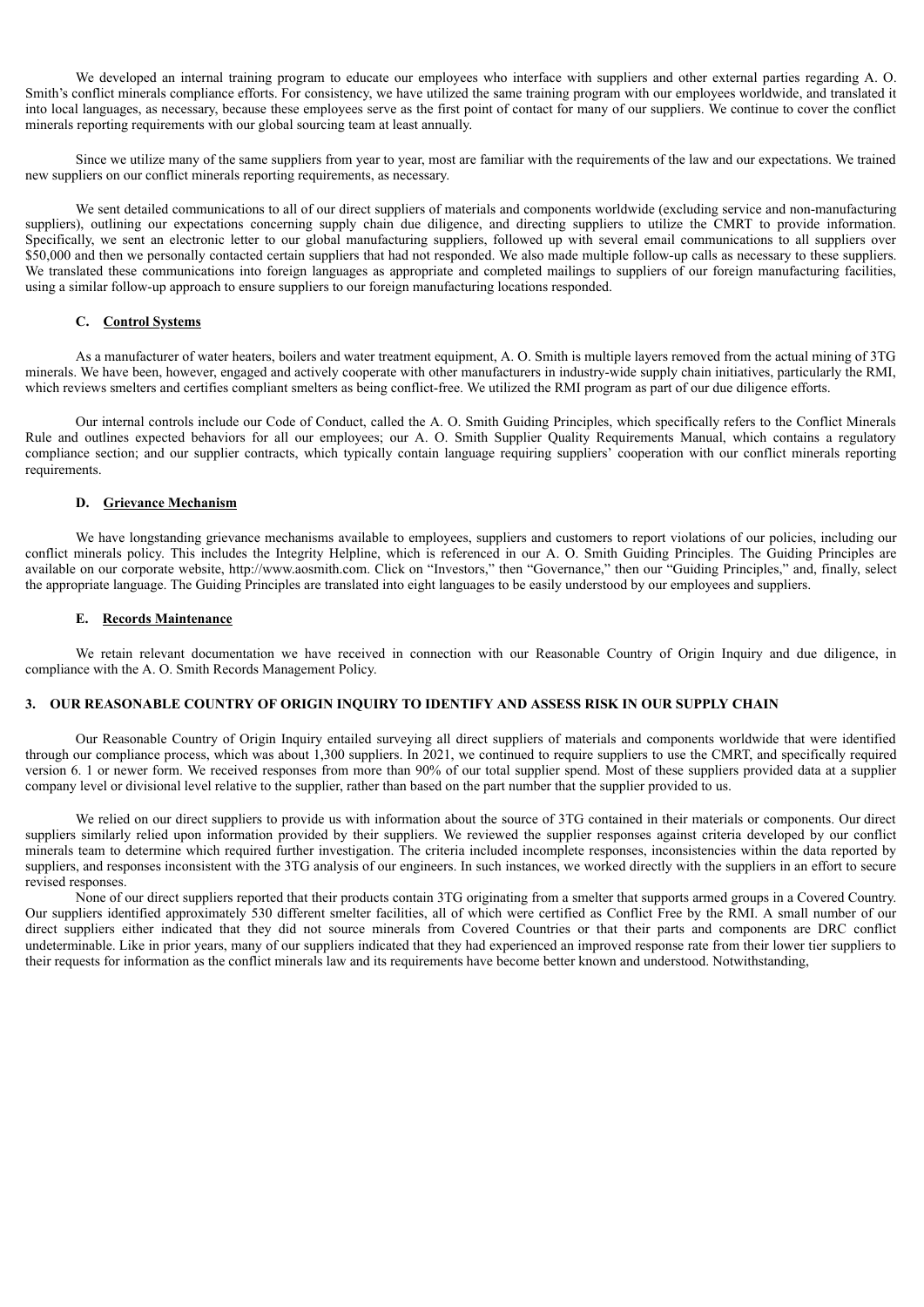We developed an internal training program to educate our employees who interface with suppliers and other external parties regarding A. O. Smith's conflict minerals compliance efforts. For consistency, we have utilized the same training program with our employees worldwide, and translated it into local languages, as necessary, because these employees serve as the first point of contact for many of our suppliers. We continue to cover the conflict minerals reporting requirements with our global sourcing team at least annually.

Since we utilize many of the same suppliers from year to year, most are familiar with the requirements of the law and our expectations. We trained new suppliers on our conflict minerals reporting requirements, as necessary.

We sent detailed communications to all of our direct suppliers of materials and components worldwide (excluding service and non-manufacturing suppliers), outlining our expectations concerning supply chain due diligence, and directing suppliers to utilize the CMRT to provide information. Specifically, we sent an electronic letter to our global manufacturing suppliers, followed up with several email communications to all suppliers over $50,000 and then we personally contacted certain suppliers that had not responded. We also made multiple follow-up calls as necessary to these suppliers. We translated these communications into foreign languages as appropriate and completed mailings to suppliers of our foreign manufacturing facilities, using a similar follow-up approach to ensure suppliers to our foreign manufacturing locations responded.

#### C. Control Systems

As a manufacturer of water heaters, boilers and water treatment equipment, A. O. Smith is multiple layers removed from the actual mining of 3TG minerals. We have been, however, engaged and actively cooperate with other manufacturers in industry-wide supply chain initiatives, particularly the RMI, which reviews smelters and certifies compliant smelters as being conflict-free. We utilized the RMI program as part of our due diligence efforts.

Our internal controls include our Code of Conduct, called the A. O. Smith Guiding Principles, which specifically refers to the Conflict Minerals Rule and outlines expected behaviors for all our employees; our A. O. Smith Supplier Quality Requirements Manual, which contains a regulatory compliance section; and our supplier contracts, which typically contain language requiring suppliers' cooperation with our conflict minerals reporting requirements.

#### D. Grievance Mechanism

We have longstanding grievance mechanisms available to employees, suppliers and customers to report violations of our policies, including our conflict minerals policy. This includes the Integrity Helpline, which is referenced in our A. O. Smith Guiding Principles. The Guiding Principles are available on our corporate website, http://www.aosmith.com. Click on "Investors," then "Governance," then our "Guiding Principles," and, finally, select the appropriate language. The Guiding Principles are translated into eight languages to be easily understood by our employees and suppliers.

#### E. Records Maintenance

We retain relevant documentation we have received in connection with our Reasonable Country of Origin Inquiry and due diligence, in compliance with the A. O. Smith Records Management Policy.

### 3. OUR REASONABLE COUNTRY OF ORIGIN INQUIRY TO IDENTIFY AND ASSESS RISK IN OUR SUPPLY CHAIN

Our Reasonable Country of Origin Inquiry entailed surveying all direct suppliers of materials and components worldwide that were identified through our compliance process, which was about 1,300 suppliers. In 2021, we continued to require suppliers to use the CMRT, and specifically required version 6. 1 or newer form. We received responses from more than 90% of our total supplier spend. Most of these suppliers provided data at a supplier company level or divisional level relative to the supplier, rather than based on the part number that the supplier provided to us.

We relied on our direct suppliers to provide us with information about the source of 3TG contained in their materials or components. Our direct suppliers similarly relied upon information provided by their suppliers. We reviewed the supplier responses against criteria developed by our conflict minerals team to determine which required further investigation. The criteria included incomplete responses, inconsistencies within the data reported by suppliers, and responses inconsistent with the 3TG analysis of our engineers. In such instances, we worked directly with the suppliers in an effort to secure revised responses.

None of our direct suppliers reported that their products contain 3TG originating from a smelter that supports armed groups in a Covered Country. Our suppliers identified approximately 530 different smelter facilities, all of which were certified as Conflict Free by the RMI. A small number of our direct suppliers either indicated that they did not source minerals from Covered Countries or that their parts and components are DRC conflict undeterminable. Like in prior years, many of our suppliers indicated that they had experienced an improved response rate from their lower tier suppliers to their requests for information as the conflict minerals law and its requirements have become better known and understood. Notwithstanding,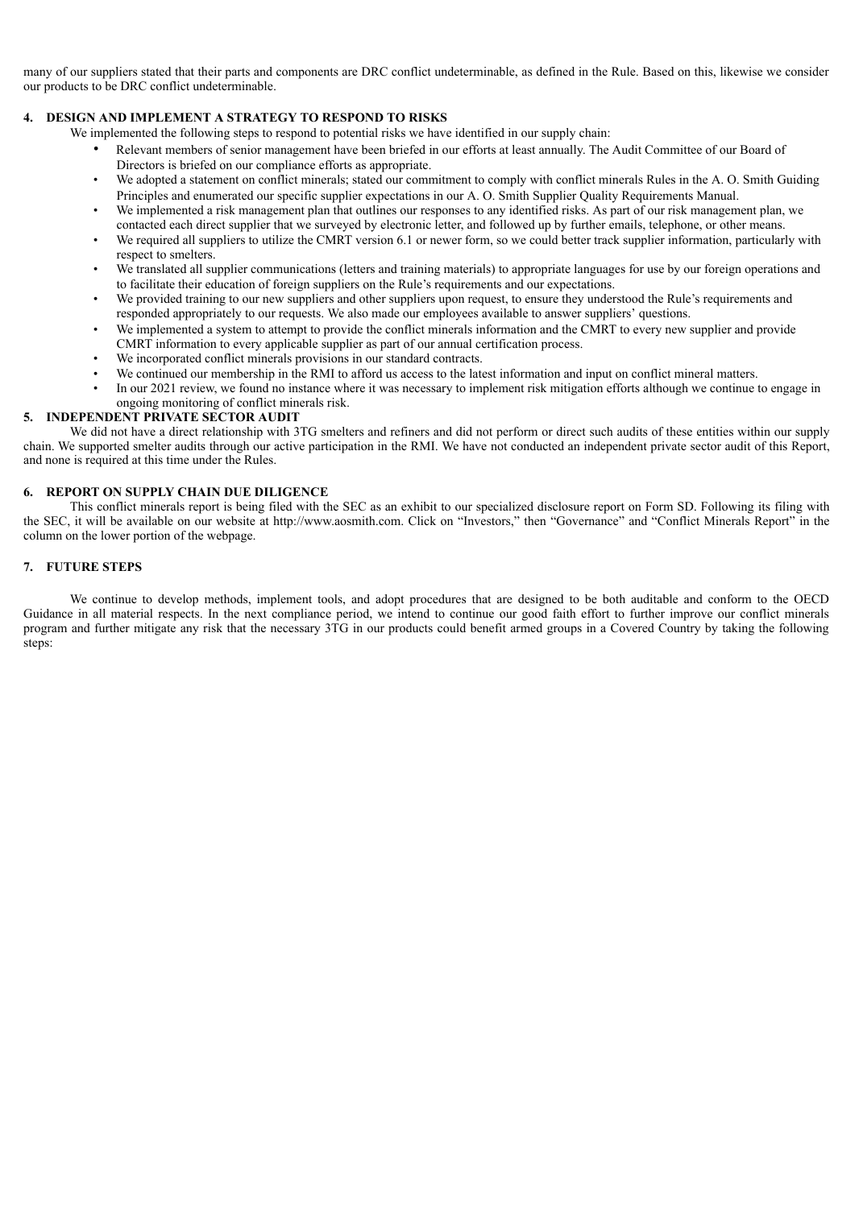many of our suppliers stated that their parts and components are DRC conflict undeterminable, as defined in the Rule. Based on this, likewise we consider our products to be DRC conflict undeterminable.

## 4. DESIGN AND IMPLEMENT A STRATEGY TO RESPOND TO RISKS

We implemented the following steps to respond to potential risks we have identified in our supply chain:

- Relevant members of senior management have been briefed in our efforts at least annually. The Audit Committee of our Board of Directors is briefed on our compliance efforts as appropriate.
- We adopted a statement on conflict minerals; stated our commitment to comply with conflict minerals Rules in the A. O. Smith Guiding Principles and enumerated our specific supplier expectations in our A. O. Smith Supplier Quality Requirements Manual.
- We implemented a risk management plan that outlines our responses to any identified risks. As part of our risk management plan, we contacted each direct supplier that we surveyed by electronic letter, and followed up by further emails, telephone, or other means.
- We required all suppliers to utilize the CMRT version 6.1 or newer form, so we could better track supplier information, particularly with respect to smelters.
- We translated all supplier communications (letters and training materials) to appropriate languages for use by our foreign operations and to facilitate their education of foreign suppliers on the Rule's requirements and our expectations.
- We provided training to our new suppliers and other suppliers upon request, to ensure they understood the Rule's requirements and responded appropriately to our requests. We also made our employees available to answer suppliers' questions.
- We implemented a system to attempt to provide the conflict minerals information and the CMRT to every new supplier and provide CMRT information to every applicable supplier as part of our annual certification process.
- We incorporated conflict minerals provisions in our standard contracts.
- We continued our membership in the RMI to afford us access to the latest information and input on conflict mineral matters.
- In our 2021 review, we found no instance where it was necessary to implement risk mitigation efforts although we continue to engage in ongoing monitoring of conflict minerals risk.

## 5. INDEPENDENT PRIVATE SECTOR AUDIT

We did not have a direct relationship with 3TG smelters and refiners and did not perform or direct such audits of these entities within our supply chain. We supported smelter audits through our active participation in the RMI. We have not conducted an independent private sector audit of this Report, and none is required at this time under the Rules.

## 6. REPORT ON SUPPLY CHAIN DUE DILIGENCE

This conflict minerals report is being filed with the SEC as an exhibit to our specialized disclosure report on Form SD. Following its filing with the SEC, it will be available on our website at http://www.aosmith.com. Click on "Investors," then "Governance" and "Conflict Minerals Report" in the column on the lower portion of the webpage.

## 7. FUTURE STEPS

We continue to develop methods, implement tools, and adopt procedures that are designed to be both auditable and conform to the OECD Guidance in all material respects. In the next compliance period, we intend to continue our good faith effort to further improve our conflict minerals program and further mitigate any risk that the necessary 3TG in our products could benefit armed groups in a Covered Country by taking the following steps: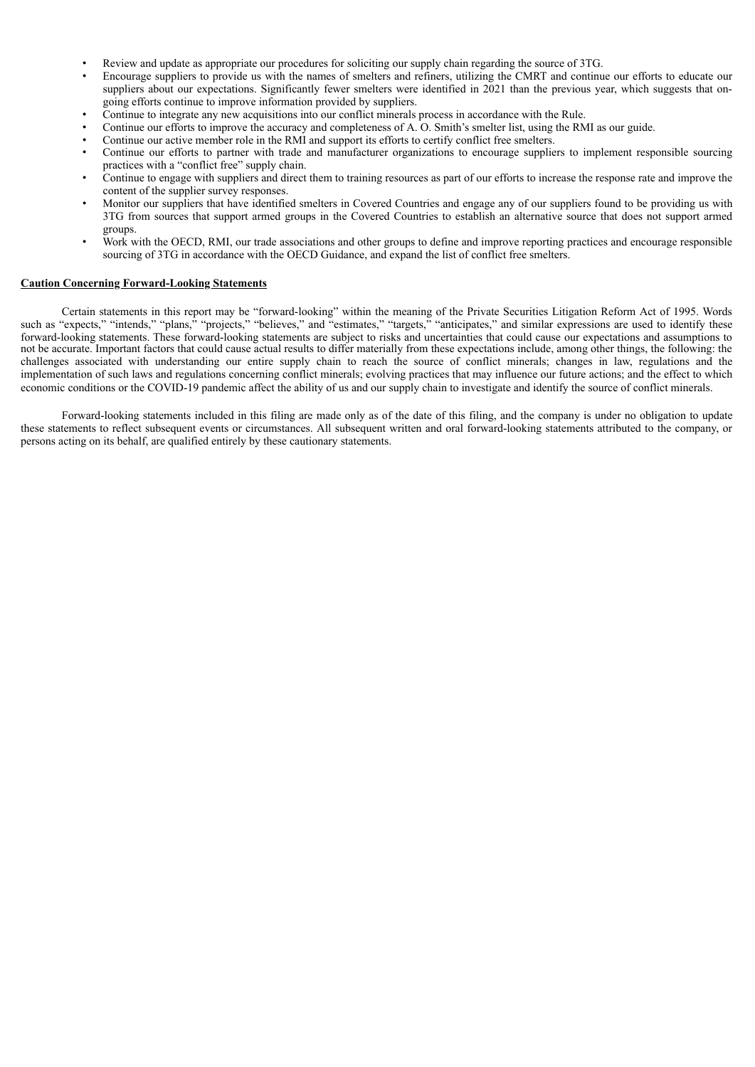- Review and update as appropriate our procedures for soliciting our supply chain regarding the source of 3TG.
- Encourage suppliers to provide us with the names of smelters and refiners, utilizing the CMRT and continue our efforts to educate our suppliers about our expectations. Significantly fewer smelters were identified in 2021 than the previous year, which suggests that on-going efforts continue to improve information provided by suppliers.
- Continue to integrate any new acquisitions into our conflict minerals process in accordance with the Rule.
- Continue our efforts to improve the accuracy and completeness of A. O. Smith's smelter list, using the RMI as our guide.
- Continue our active member role in the RMI and support its efforts to certify conflict free smelters.
- Continue our efforts to partner with trade and manufacturer organizations to encourage suppliers to implement responsible sourcing practices with a "conflict free" supply chain.
- Continue to engage with suppliers and direct them to training resources as part of our efforts to increase the response rate and improve the content of the supplier survey responses.
- Monitor our suppliers that have identified smelters in Covered Countries and engage any of our suppliers found to be providing us with 3TG from sources that support armed groups in the Covered Countries to establish an alternative source that does not support armed groups.
- Work with the OECD, RMI, our trade associations and other groups to define and improve reporting practices and encourage responsible sourcing of 3TG in accordance with the OECD Guidance, and expand the list of conflict free smelters.

**Caution Concerning Forward-Looking Statements**

Certain statements in this report may be "forward-looking" within the meaning of the Private Securities Litigation Reform Act of 1995. Words such as "expects," "intends," "plans," "projects," "believes," and "estimates," "targets," "anticipates," and similar expressions are used to identify these forward-looking statements. These forward-looking statements are subject to risks and uncertainties that could cause our expectations and assumptions to not be accurate. Important factors that could cause actual results to differ materially from these expectations include, among other things, the following: the challenges associated with understanding our entire supply chain to reach the source of conflict minerals; changes in law, regulations and the implementation of such laws and regulations concerning conflict minerals; evolving practices that may influence our future actions; and the effect to which economic conditions or the COVID-19 pandemic affect the ability of us and our supply chain to investigate and identify the source of conflict minerals.

Forward-looking statements included in this filing are made only as of the date of this filing, and the company is under no obligation to update these statements to reflect subsequent events or circumstances. All subsequent written and oral forward-looking statements attributed to the company, or persons acting on its behalf, are qualified entirely by these cautionary statements.